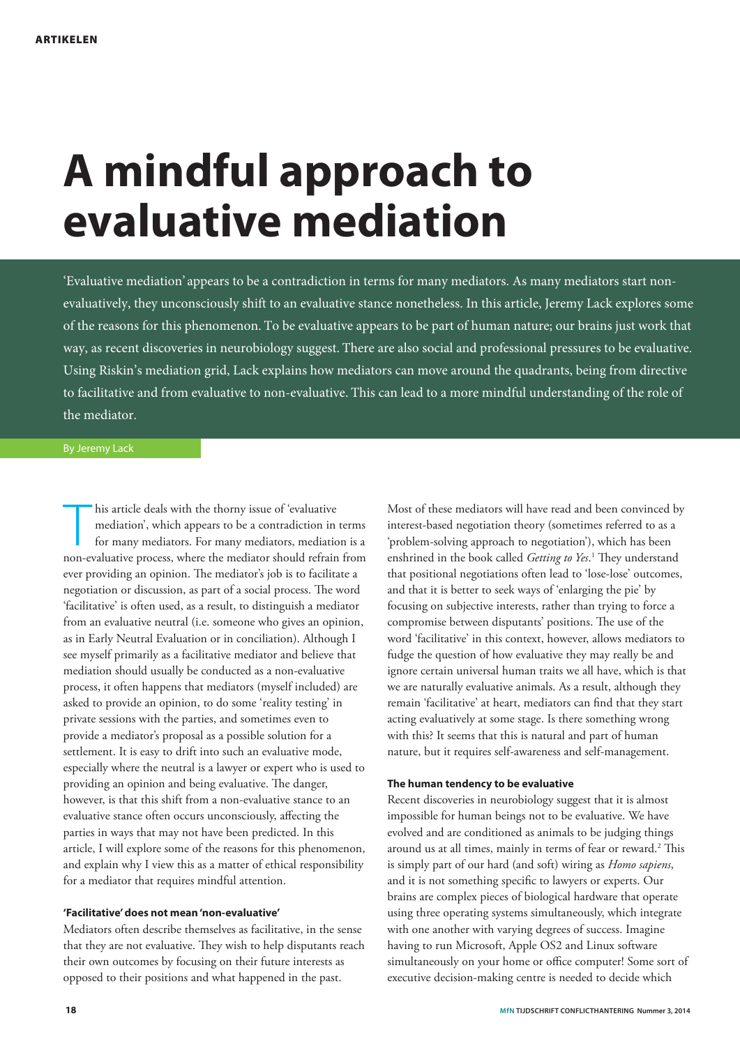ARTIKELEN

# A mindful approach to evaluative mediation

'Evaluative mediation' appears to be a contradiction in terms for many mediators. As many mediators start non-evaluatively, they unconsciously shift to an evaluative stance nonetheless. In this article, Jeremy Lack explores some of the reasons for this phenomenon. To be evaluative appears to be part of human nature; our brains just work that way, as recent discoveries in neurobiology suggest. There are also social and professional pressures to be evaluative. Using Riskin's mediation grid, Lack explains how mediators can move around the quadrants, being from directive to facilitative and from evaluative to non-evaluative. This can lead to a more mindful understanding of the role of the mediator.

By Jeremy Lack

This article deals with the thorny issue of 'evaluative mediation', which appears to be a contradiction in terms for many mediators. For many mediators, mediation is a non-evaluative process, where the mediator should refrain from ever providing an opinion. The mediator's job is to facilitate a negotiation or discussion, as part of a social process. The word 'facilitative' is often used, as a result, to distinguish a mediator from an evaluative neutral (i.e. someone who gives an opinion, as in Early Neutral Evaluation or in conciliation). Although I see myself primarily as a facilitative mediator and believe that mediation should usually be conducted as a non-evaluative process, it often happens that mediators (myself included) are asked to provide an opinion, to do some 'reality testing' in private sessions with the parties, and sometimes even to provide a mediator's proposal as a possible solution for a settlement. It is easy to drift into such an evaluative mode, especially where the neutral is a lawyer or expert who is used to providing an opinion and being evaluative. The danger, however, is that this shift from a non-evaluative stance to an evaluative stance often occurs unconsciously, affecting the parties in ways that may not have been predicted. In this article, I will explore some of the reasons for this phenomenon, and explain why I view this as a matter of ethical responsibility for a mediator that requires mindful attention.

### 'Facilitative' does not mean 'non-evaluative'

Mediators often describe themselves as facilitative, in the sense that they are not evaluative. They wish to help disputants reach their own outcomes by focusing on their future interests as opposed to their positions and what happened in the past. Most of these mediators will have read and been convinced by interest-based negotiation theory (sometimes referred to as a 'problem-solving approach to negotiation'), which has been enshrined in the book called *Getting to Yes*.[1] They understand that positional negotiations often lead to 'lose-lose' outcomes, and that it is better to seek ways of 'enlarging the pie' by focusing on subjective interests, rather than trying to force a compromise between disputants' positions. The use of the word 'facilitative' in this context, however, allows mediators to fudge the question of how evaluative they may really be and ignore certain universal human traits we all have, which is that we are naturally evaluative animals. As a result, although they remain 'facilitative' at heart, mediators can find that they start acting evaluatively at some stage. Is there something wrong with this? It seems that this is natural and part of human nature, but it requires self-awareness and self-management.

### The human tendency to be evaluative

Recent discoveries in neurobiology suggest that it is almost impossible for human beings not to be evaluative. We have evolved and are conditioned as animals to be judging things around us at all times, mainly in terms of fear or reward.[2] This is simply part of our hard (and soft) wiring as *Homo sapiens*, and it is not something specific to lawyers or experts. Our brains are complex pieces of biological hardware that operate using three operating systems simultaneously, which integrate with one another with varying degrees of success. Imagine having to run Microsoft, Apple OS2 and Linux software simultaneously on your home or office computer! Some sort of executive decision-making centre is needed to decide which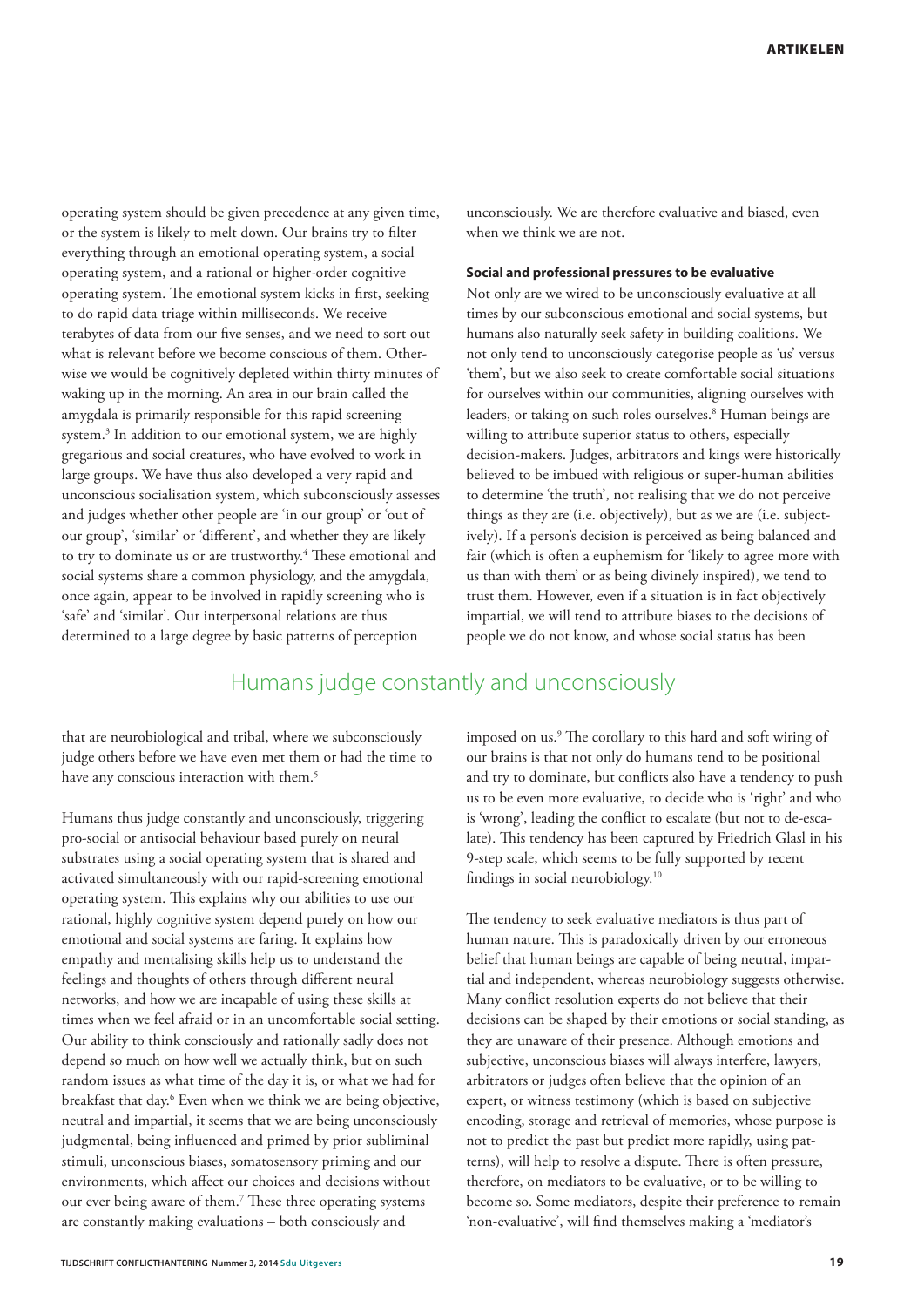operating system should be given precedence at any given time, or the system is likely to melt down. Our brains try to filter everything through an emotional operating system, a social operating system, and a rational or higher-order cognitive operating system. The emotional system kicks in first, seeking to do rapid data triage within milliseconds. We receive terabytes of data from our five senses, and we need to sort out what is relevant before we become conscious of them. Otherwise we would be cognitively depleted within thirty minutes of waking up in the morning. An area in our brain called the amygdala is primarily responsible for this rapid screening system.[3] In addition to our emotional system, we are highly gregarious and social creatures, who have evolved to work in large groups. We have thus also developed a very rapid and unconscious socialisation system, which subconsciously assesses and judges whether other people are 'in our group' or 'out of our group', 'similar' or 'different', and whether they are likely to try to dominate us or are trustworthy.[4] These emotional and social systems share a common physiology, and the amygdala, once again, appear to be involved in rapidly screening who is 'safe' and 'similar'. Our interpersonal relations are thus determined to a large degree by basic patterns of perception that are neurobiological and tribal, where we subconsciously judge others before we have even met them or had the time to have any conscious interaction with them.[5]

Humans thus judge constantly and unconsciously, triggering pro-social or antisocial behaviour based purely on neural substrates using a social operating system that is shared and activated simultaneously with our rapid-screening emotional operating system. This explains why our abilities to use our rational, highly cognitive system depend purely on how our emotional and social systems are faring. It explains how empathy and mentalising skills help us to understand the feelings and thoughts of others through different neural networks, and how we are incapable of using these skills at times when we feel afraid or in an uncomfortable social setting. Our ability to think consciously and rationally sadly does not depend so much on how well we actually think, but on such random issues as what time of the day it is, or what we had for breakfast that day.[6] Even when we think we are being objective, neutral and impartial, it seems that we are being unconsciously judgmental, being influenced and primed by prior subliminal stimuli, unconscious biases, somatosensory priming and our environments, which affect our choices and decisions without our ever being aware of them.[7] These three operating systems are constantly making evaluations – both consciously and unconsciously. We are therefore evaluative and biased, even when we think we are not.

> Humans judge constantly and unconsciously

### Social and professional pressures to be evaluative

Not only are we wired to be unconsciously evaluative at all times by our subconscious emotional and social systems, but humans also naturally seek safety in building coalitions. We not only tend to unconsciously categorise people as 'us' versus 'them', but we also seek to create comfortable social situations for ourselves within our communities, aligning ourselves with leaders, or taking on such roles ourselves.[8] Human beings are willing to attribute superior status to others, especially decision-makers. Judges, arbitrators and kings were historically believed to be imbued with religious or super-human abilities to determine 'the truth', not realising that we do not perceive things as they are (i.e. objectively), but as we are (i.e. subjectively). If a person's decision is perceived as being balanced and fair (which is often a euphemism for 'likely to agree more with us than with them' or as being divinely inspired), we tend to trust them. However, even if a situation is in fact objectively impartial, we will tend to attribute biases to the decisions of people we do not know, and whose social status has been imposed on us.[9] The corollary to this hard and soft wiring of our brains is that not only do humans tend to be positional and try to dominate, but conflicts also have a tendency to push us to be even more evaluative, to decide who is 'right' and who is 'wrong', leading the conflict to escalate (but not to de-escalate). This tendency has been captured by Friedrich Glasl in his 9-step scale, which seems to be fully supported by recent findings in social neurobiology.[10]

The tendency to seek evaluative mediators is thus part of human nature. This is paradoxically driven by our erroneous belief that human beings are capable of being neutral, impartial and independent, whereas neurobiology suggests otherwise. Many conflict resolution experts do not believe that their decisions can be shaped by their emotions or social standing, as they are unaware of their presence. Although emotions and subjective, unconscious biases will always interfere, lawyers, arbitrators or judges often believe that the opinion of an expert, or witness testimony (which is based on subjective encoding, storage and retrieval of memories, whose purpose is not to predict the past but predict more rapidly, using patterns), will help to resolve a dispute. There is often pressure, therefore, on mediators to be evaluative, or to be willing to become so. Some mediators, despite their preference to remain 'non-evaluative', will find themselves making a 'mediator's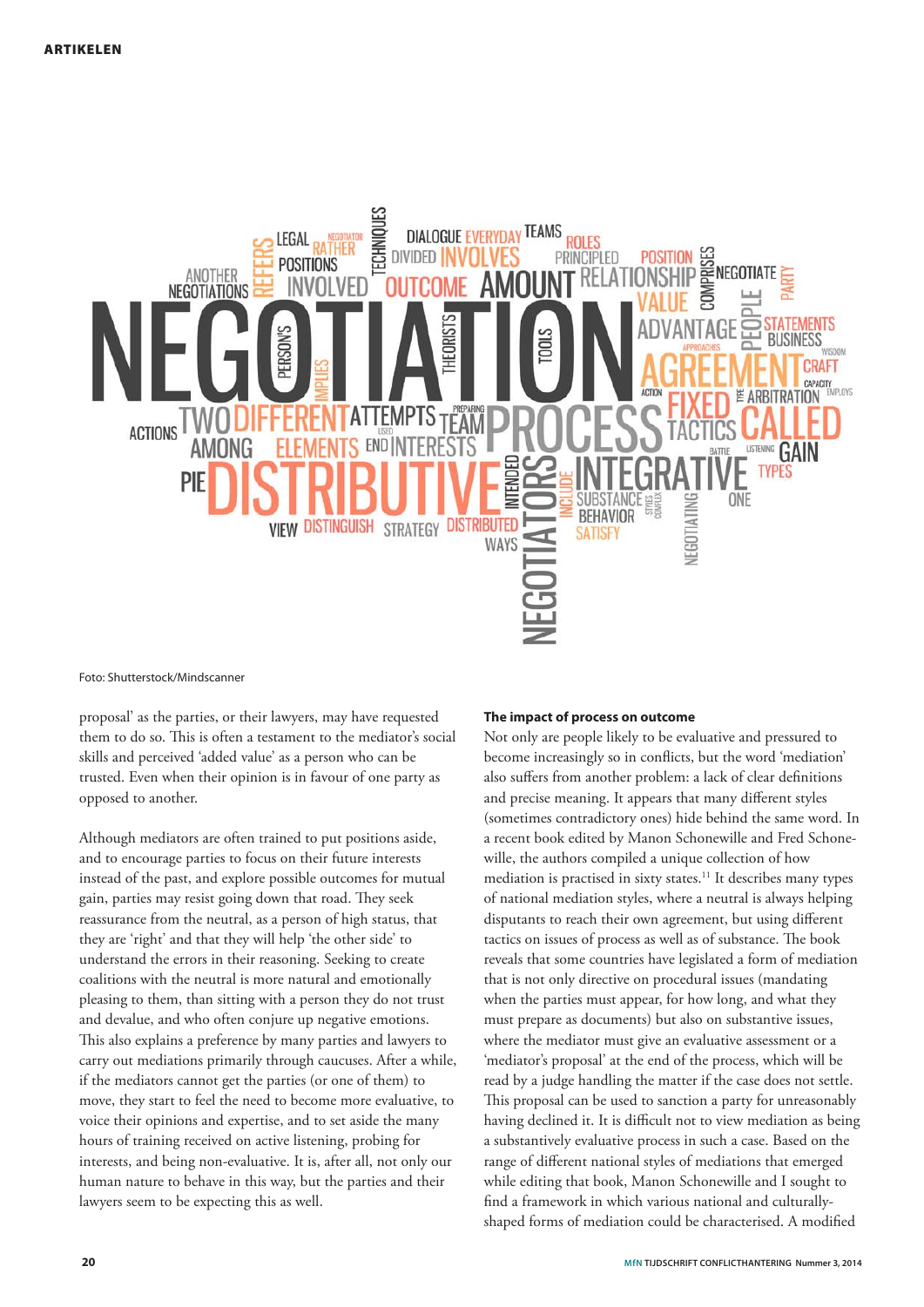Foto: Shutterstock/Mindscanner

proposal' as the parties, or their lawyers, may have requested them to do so. This is often a testament to the mediator's social skills and perceived 'added value' as a person who can be trusted. Even when their opinion is in favour of one party as opposed to another.

Although mediators are often trained to put positions aside, and to encourage parties to focus on their future interests instead of the past, and explore possible outcomes for mutual gain, parties may resist going down that road. They seek reassurance from the neutral, as a person of high status, that they are 'right' and that they will help 'the other side' to understand the errors in their reasoning. Seeking to create coalitions with the neutral is more natural and emotionally pleasing to them, than sitting with a person they do not trust and devalue, and who often conjure up negative emotions. This also explains a preference by many parties and lawyers to carry out mediations primarily through caucuses. After a while, if the mediators cannot get the parties (or one of them) to move, they start to feel the need to become more evaluative, to voice their opinions and expertise, and to set aside the many hours of training received on active listening, probing for interests, and being non-evaluative. It is, after all, not only our human nature to behave in this way, but the parties and their lawyers seem to be expecting this as well.

**The impact of process on outcome**

Not only are people likely to be evaluative and pressured to become increasingly so in conflicts, but the word 'mediation' also suffers from another problem: a lack of clear definitions and precise meaning. It appears that many different styles (sometimes contradictory ones) hide behind the same word. In a recent book edited by Manon Schonewille and Fred Schonewille, the authors compiled a unique collection of how mediation is practised in sixty states.[11] It describes many types of national mediation styles, where a neutral is always helping disputants to reach their own agreement, but using different tactics on issues of process as well as of substance. The book reveals that some countries have legislated a form of mediation that is not only directive on procedural issues (mandating when the parties must appear, for how long, and what they must prepare as documents) but also on substantive issues, where the mediator must give an evaluative assessment or a 'mediator's proposal' at the end of the process, which will be read by a judge handling the matter if the case does not settle. This proposal can be used to sanction a party for unreasonably having declined it. It is difficult not to view mediation as being a substantively evaluative process in such a case. Based on the range of different national styles of mediations that emerged while editing that book, Manon Schonewille and I sought to find a framework in which various national and culturally-shaped forms of mediation could be characterised. A modified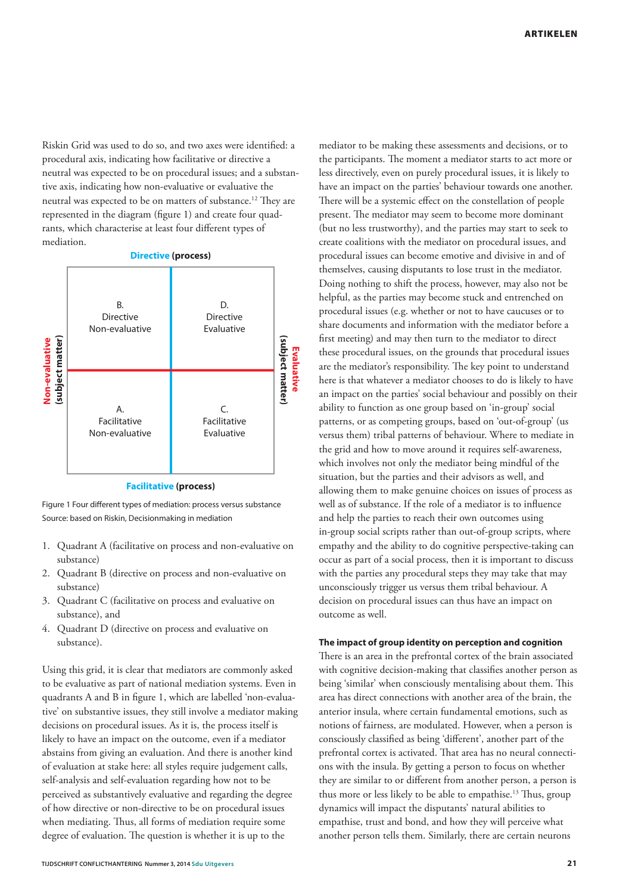Riskin Grid was used to do so, and two axes were identified: a procedural axis, indicating how facilitative or directive a neutral was expected to be on procedural issues; and a substantive axis, indicating how non-evaluative or evaluative the neutral was expected to be on matters of substance.[12] They are represented in the diagram (figure 1) and create four quadrants, which characterise at least four different types of mediation.

| | **Directive** (process) | |
|---|---|---|
| **Non-evaluative** (subject matter) | B. Directive Non-evaluative | D. Directive Evaluative |
| | A. Facilitative Non-evaluative | C. Facilitative Evaluative |
| | **Facilitative** (process) | **Evaluative** (subject matter) |

Figure 1 Four different types of mediation: process versus substance
Source: based on Riskin, Decisionmaking in mediation

1. Quadrant A (facilitative on process and non-evaluative on substance)
2. Quadrant B (directive on process and non-evaluative on substance)
3. Quadrant C (facilitative on process and evaluative on substance), and
4. Quadrant D (directive on process and evaluative on substance).

Using this grid, it is clear that mediators are commonly asked to be evaluative as part of national mediation systems. Even in quadrants A and B in figure 1, which are labelled 'non-evaluative' on substantive issues, they still involve a mediator making decisions on procedural issues. As it is, the process itself is likely to have an impact on the outcome, even if a mediator abstains from giving an evaluation. And there is another kind of evaluation at stake here: all styles require judgement calls, self-analysis and self-evaluation regarding how not to be perceived as substantively evaluative and regarding the degree of how directive or non-directive to be on procedural issues when mediating. Thus, all forms of mediation require some degree of evaluation. The question is whether it is up to the mediator to be making these assessments and decisions, or to the participants. The moment a mediator starts to act more or less directively, even on purely procedural issues, it is likely to have an impact on the parties' behaviour towards one another. There will be a systemic effect on the constellation of people present. The mediator may seem to become more dominant (but no less trustworthy), and the parties may start to seek to create coalitions with the mediator on procedural issues, and procedural issues can become emotive and divisive in and of themselves, causing disputants to lose trust in the mediator. Doing nothing to shift the process, however, may also not be helpful, as the parties may become stuck and entrenched on procedural issues (e.g. whether or not to have caucuses or to share documents and information with the mediator before a first meeting) and may then turn to the mediator to direct these procedural issues, on the grounds that procedural issues are the mediator's responsibility. The key point to understand here is that whatever a mediator chooses to do is likely to have an impact on the parties' social behaviour and possibly on their ability to function as one group based on 'in-group' social patterns, or as competing groups, based on 'out-of-group' (us versus them) tribal patterns of behaviour. Where to mediate in the grid and how to move around it requires self-awareness, which involves not only the mediator being mindful of the situation, but the parties and their advisors as well, and allowing them to make genuine choices on issues of process as well as of substance. If the role of a mediator is to influence and help the parties to reach their own outcomes using in-group social scripts rather than out-of-group scripts, where empathy and the ability to do cognitive perspective-taking can occur as part of a social process, then it is important to discuss with the parties any procedural steps they may take that may unconsciously trigger us versus them tribal behaviour. A decision on procedural issues can thus have an impact on outcome as well.

#### The impact of group identity on perception and cognition

There is an area in the prefrontal cortex of the brain associated with cognitive decision-making that classifies another person as being 'similar' when consciously mentalising about them. This area has direct connections with another area of the brain, the anterior insula, where certain fundamental emotions, such as notions of fairness, are modulated. However, when a person is consciously classified as being 'different', another part of the prefrontal cortex is activated. That area has no neural connections with the insula. By getting a person to focus on whether they are similar to or different from another person, a person is thus more or less likely to be able to empathise.[13] Thus, group dynamics will impact the disputants' natural abilities to empathise, trust and bond, and how they will perceive what another person tells them. Similarly, there are certain neurons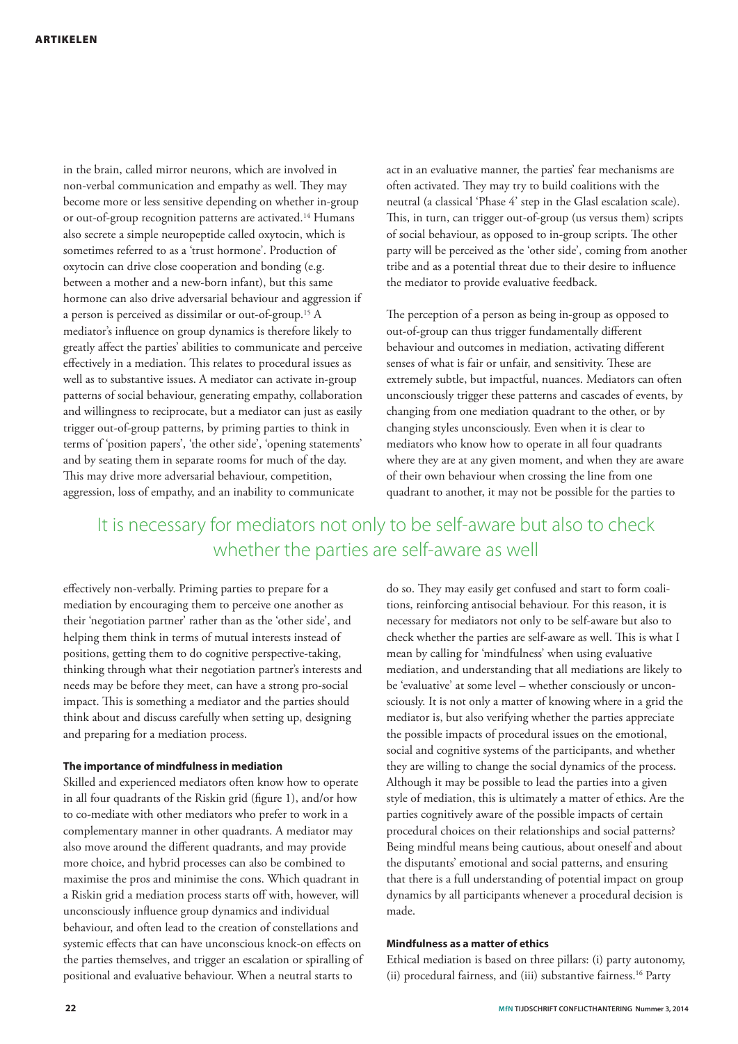in the brain, called mirror neurons, which are involved in non-verbal communication and empathy as well. They may become more or less sensitive depending on whether in-group or out-of-group recognition patterns are activated.[14] Humans also secrete a simple neuropeptide called oxytocin, which is sometimes referred to as a 'trust hormone'. Production of oxytocin can drive close cooperation and bonding (e.g. between a mother and a new-born infant), but this same hormone can also drive adversarial behaviour and aggression if a person is perceived as dissimilar or out-of-group.[15] A mediator's influence on group dynamics is therefore likely to greatly affect the parties' abilities to communicate and perceive effectively in a mediation. This relates to procedural issues as well as to substantive issues. A mediator can activate in-group patterns of social behaviour, generating empathy, collaboration and willingness to reciprocate, but a mediator can just as easily trigger out-of-group patterns, by priming parties to think in terms of 'position papers', 'the other side', 'opening statements' and by seating them in separate rooms for much of the day. This may drive more adversarial behaviour, competition, aggression, loss of empathy, and an inability to communicate effectively non-verbally. Priming parties to prepare for a mediation by encouraging them to perceive one another as their 'negotiation partner' rather than as the 'other side', and helping them think in terms of mutual interests instead of positions, getting them to do cognitive perspective-taking, thinking through what their negotiation partner's interests and needs may be before they meet, can have a strong pro-social impact. This is something a mediator and the parties should think about and discuss carefully when setting up, designing and preparing for a mediation process.

### The importance of mindfulness in mediation

Skilled and experienced mediators often know how to operate in all four quadrants of the Riskin grid (figure 1), and/or how to co-mediate with other mediators who prefer to work in a complementary manner in other quadrants. A mediator may also move around the different quadrants, and may provide more choice, and hybrid processes can also be combined to maximise the pros and minimise the cons. Which quadrant in a Riskin grid a mediation process starts off with, however, will unconsciously influence group dynamics and individual behaviour, and often lead to the creation of constellations and systemic effects that can have unconscious knock-on effects on the parties themselves, and trigger an escalation or spiralling of positional and evaluative behaviour. When a neutral starts to act in an evaluative manner, the parties' fear mechanisms are often activated. They may try to build coalitions with the neutral (a classical 'Phase 4' step in the Glasl escalation scale). This, in turn, can trigger out-of-group (us versus them) scripts of social behaviour, as opposed to in-group scripts. The other party will be perceived as the 'other side', coming from another tribe and as a potential threat due to their desire to influence the mediator to provide evaluative feedback.

The perception of a person as being in-group as opposed to out-of-group can thus trigger fundamentally different behaviour and outcomes in mediation, activating different senses of what is fair or unfair, and sensitivity. These are extremely subtle, but impactful, nuances. Mediators can often unconsciously trigger these patterns and cascades of events, by changing from one mediation quadrant to the other, or by changing styles unconsciously. Even when it is clear to mediators who know how to operate in all four quadrants where they are at any given moment, and when they are aware of their own behaviour when crossing the line from one quadrant to another, it may not be possible for the parties to do so. They may easily get confused and start to form coalitions, reinforcing antisocial behaviour. For this reason, it is necessary for mediators not only to be self-aware but also to check whether the parties are self-aware as well. This is what I mean by calling for 'mindfulness' when using evaluative mediation, and understanding that all mediations are likely to be 'evaluative' at some level – whether consciously or unconsciously. It is not only a matter of knowing where in a grid the mediator is, but also verifying whether the parties appreciate the possible impacts of procedural issues on the emotional, social and cognitive systems of the participants, and whether they are willing to change the social dynamics of the process. Although it may be possible to lead the parties into a given style of mediation, this is ultimately a matter of ethics. Are the parties cognitively aware of the possible impacts of certain procedural choices on their relationships and social patterns? Being mindful means being cautious, about oneself and about the disputants' emotional and social patterns, and ensuring that there is a full understanding of potential impact on group dynamics by all participants whenever a procedural decision is made.

> It is necessary for mediators not only to be self-aware but also to check whether the parties are self-aware as well

### Mindfulness as a matter of ethics

Ethical mediation is based on three pillars: (i) party autonomy, (ii) procedural fairness, and (iii) substantive fairness.[16] Party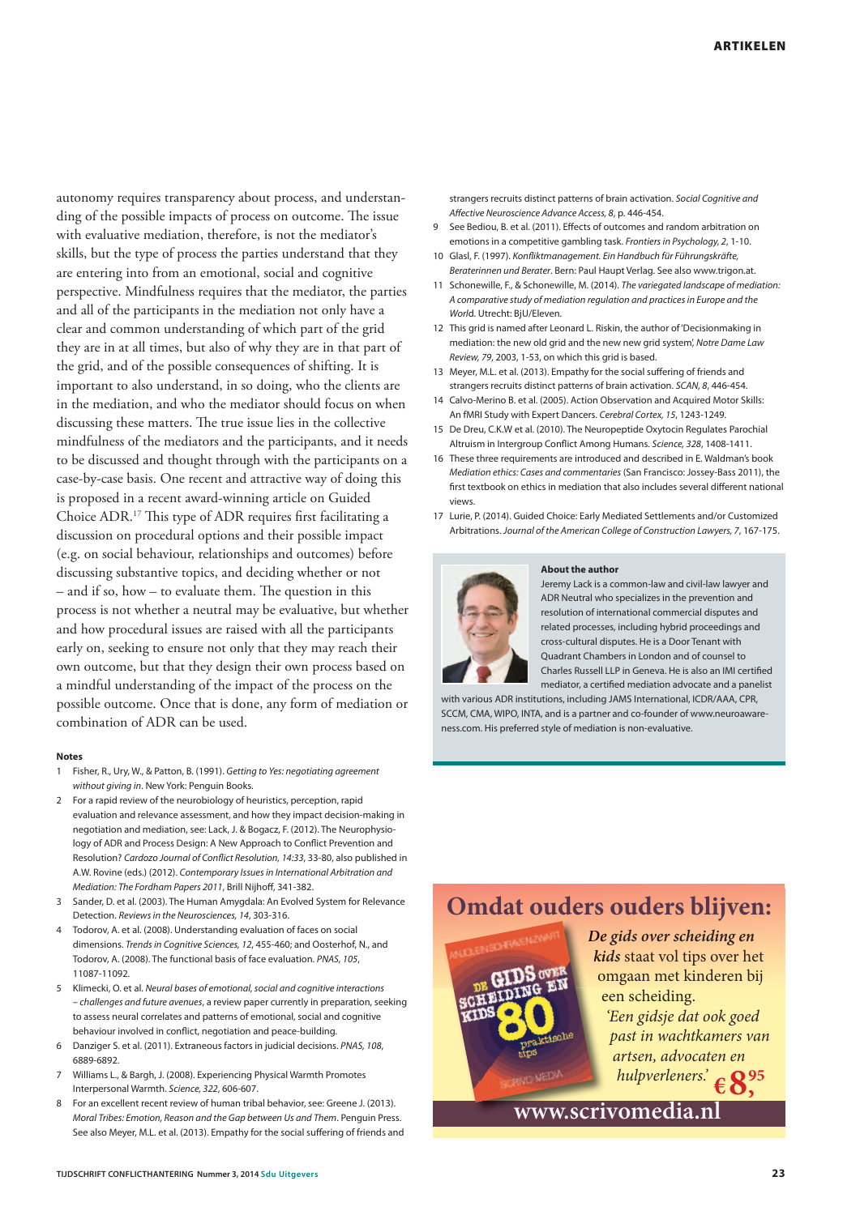autonomy requires transparency about process, and understanding of the possible impacts of process on outcome. The issue with evaluative mediation, therefore, is not the mediator's skills, but the type of process the parties understand that they are entering into from an emotional, social and cognitive perspective. Mindfulness requires that the mediator, the parties and all of the participants in the mediation not only have a clear and common understanding of which part of the grid they are in at all times, but also of why they are in that part of the grid, and of the possible consequences of shifting. It is important to also understand, in so doing, who the clients are in the mediation, and who the mediator should focus on when discussing these matters. The true issue lies in the collective mindfulness of the mediators and the participants, and it needs to be discussed and thought through with the participants on a case-by-case basis. One recent and attractive way of doing this is proposed in a recent award-winning article on Guided Choice ADR.[17] This type of ADR requires first facilitating a discussion on procedural options and their possible impact (e.g. on social behaviour, relationships and outcomes) before discussing substantive topics, and deciding whether or not – and if so, how – to evaluate them. The question in this process is not whether a neutral may be evaluative, but whether and how procedural issues are raised with all the participants early on, seeking to ensure not only that they may reach their own outcome, but that they design their own process based on a mindful understanding of the impact of the process on the possible outcome. Once that is done, any form of mediation or combination of ADR can be used.

### Notes

1. Fisher, R., Ury, W., & Patton, B. (1991). *Getting to Yes: negotiating agreement without giving in*. New York: Penguin Books.
2. For a rapid review of the neurobiology of heuristics, perception, rapid evaluation and relevance assessment, and how they impact decision-making in negotiation and mediation, see: Lack, J. & Bogacz, F. (2012). The Neurophysiology of ADR and Process Design: A New Approach to Conflict Prevention and Resolution? *Cardozo Journal of Conflict Resolution, 14:33*, 33-80, also published in A.W. Rovine (eds.) (2012). *Contemporary Issues in International Arbitration and Mediation: The Fordham Papers 2011*, Brill Nijhoff, 341-382.
3. Sander, D. et al. (2003). The Human Amygdala: An Evolved System for Relevance Detection. *Reviews in the Neurosciences, 14*, 303-316.
4. Todorov, A. et al. (2008). Understanding evaluation of faces on social dimensions. *Trends in Cognitive Sciences, 12*, 455-460; and Oosterhof, N., and Todorov, A. (2008). The functional basis of face evaluation. *PNAS, 105*, 11087-11092.
5. Klimecki, O. et al. *Neural bases of emotional, social and cognitive interactions – challenges and future avenues*, a review paper currently in preparation, seeking to assess neural correlates and patterns of emotional, social and cognitive behaviour involved in conflict, negotiation and peace-building.
6. Danziger S. et al. (2011). Extraneous factors in judicial decisions. *PNAS, 108*, 6889-6892.
7. Williams L., & Bargh, J. (2008). Experiencing Physical Warmth Promotes Interpersonal Warmth. *Science, 322*, 606-607.
8. For an excellent recent review of human tribal behavior, see: Greene J. (2013). *Moral Tribes: Emotion, Reason and the Gap between Us and Them*. Penguin Press. See also Meyer, M.L. et al. (2013). Empathy for the social suffering of friends and strangers recruits distinct patterns of brain activation. *Social Cognitive and Affective Neuroscience Advance Access, 8*, p. 446-454.
9. See Bediou, B. et al. (2011). Effects of outcomes and random arbitration on emotions in a competitive gambling task. *Frontiers in Psychology, 2*, 1-10.
10. Glasl, F. (1997). *Konfliktmanagement. Ein Handbuch für Führungskräfte, Beraterinnen und Berater*. Bern: Paul Haupt Verlag. See also www.trigon.at.
11. Schonewille, F., & Schonewille, M. (2014). *The variegated landscape of mediation: A comparative study of mediation regulation and practices in Europe and the World*. Utrecht: BjU/Eleven.
12. This grid is named after Leonard L. Riskin, the author of 'Decisionmaking in mediation: the new old grid and the new new grid system', *Notre Dame Law Review, 79*, 2003, 1-53, on which this grid is based.
13. Meyer, M.L. et al. (2013). Empathy for the social suffering of friends and strangers recruits distinct patterns of brain activation. *SCAN, 8*, 446-454.
14. Calvo-Merino B. et al. (2005). Action Observation and Acquired Motor Skills: An fMRI Study with Expert Dancers. *Cerebral Cortex, 15*, 1243-1249.
15. De Dreu, C.K.W et al. (2010). The Neuropeptide Oxytocin Regulates Parochial Altruism in Intergroup Conflict Among Humans. *Science, 328*, 1408-1411.
16. These three requirements are introduced and described in E. Waldman's book *Mediation ethics: Cases and commentaries* (San Francisco: Jossey-Bass 2011), the first textbook on ethics in mediation that also includes several different national views.
17. Lurie, P. (2014). Guided Choice: Early Mediated Settlements and/or Customized Arbitrations. *Journal of the American College of Construction Lawyers, 7*, 167-175.

**About the author**

Jeremy Lack is a common-law and civil-law lawyer and ADR Neutral who specializes in the prevention and resolution of international commercial disputes and related processes, including hybrid proceedings and cross-cultural disputes. He is a Door Tenant with Quadrant Chambers in London and of counsel to Charles Russell LLP in Geneva. He is also an IMI certified mediator, a certified mediation advocate and a panelist with various ADR institutions, including JAMS International, ICDR/AAA, CPR, SCCM, CMA, WIPO, INTA, and is a partner and co-founder of www.neuroawareness.com. His preferred style of mediation is non-evaluative.

## Omdat ouders ouders blijven:

***De gids over scheiding en kids*** staat vol tips over het omgaan met kinderen bij een scheiding.

*'Een gidsje dat ook goed past in wachtkamers van artsen, advocaten en hulpverleners.'*

€ 8,95

www.scrivomedia.nl